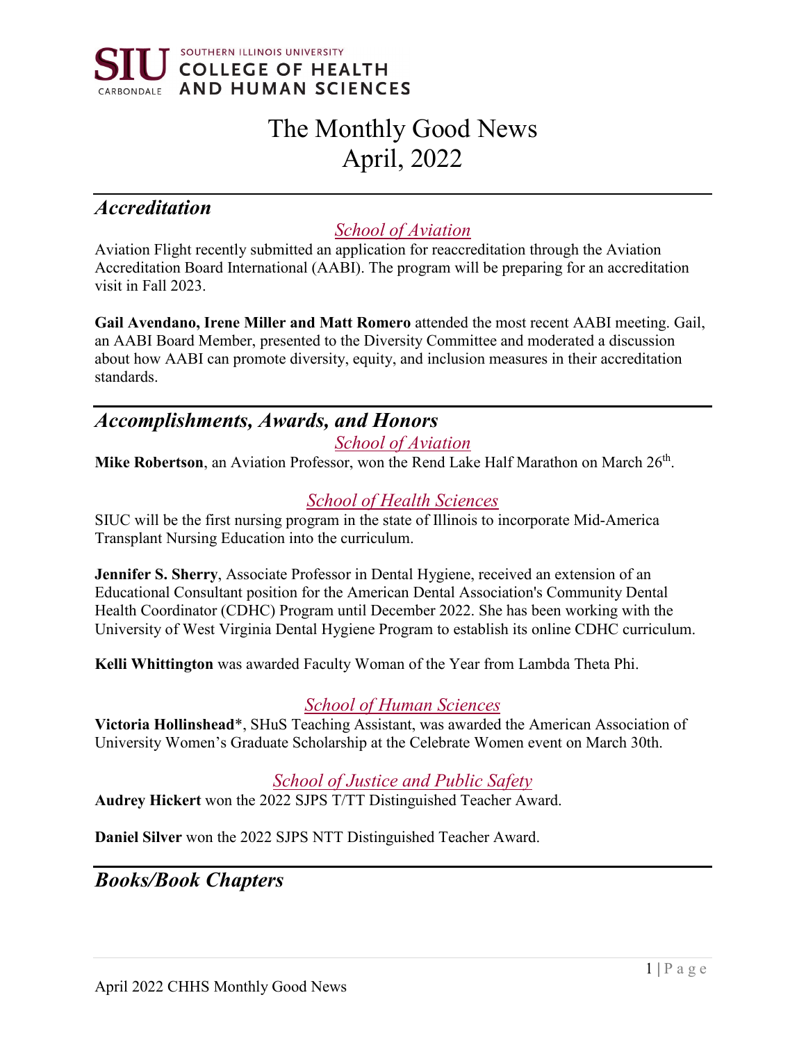SOUTHERN ILLINOIS UNIVERSITY
COLLEGE OF HEALTH AND HUMAN SCIENCES

# The Monthly Good News
# April, 2022

## *Accreditation*

### *School of Aviation*

Aviation Flight recently submitted an application for reaccreditation through the Aviation Accreditation Board International (AABI). The program will be preparing for an accreditation visit in Fall 2023.

**Gail Avendano, Irene Miller and Matt Romero** attended the most recent AABI meeting. Gail, an AABI Board Member, presented to the Diversity Committee and moderated a discussion about how AABI can promote diversity, equity, and inclusion measures in their accreditation standards.

## *Accomplishments, Awards, and Honors*

### *School of Aviation*

**Mike Robertson**, an Aviation Professor, won the Rend Lake Half Marathon on March 26th.

### *School of Health Sciences*

SIUC will be the first nursing program in the state of Illinois to incorporate Mid-America Transplant Nursing Education into the curriculum.

**Jennifer S. Sherry**, Associate Professor in Dental Hygiene, received an extension of an Educational Consultant position for the American Dental Association's Community Dental Health Coordinator (CDHC) Program until December 2022. She has been working with the University of West Virginia Dental Hygiene Program to establish its online CDHC curriculum.

**Kelli Whittington** was awarded Faculty Woman of the Year from Lambda Theta Phi.

### *School of Human Sciences*

**Victoria Hollinshead***, SHuS Teaching Assistant, was awarded the American Association of University Women's Graduate Scholarship at the Celebrate Women event on March 30th.

### *School of Justice and Public Safety*

**Audrey Hickert** won the 2022 SJPS T/TT Distinguished Teacher Award.

**Daniel Silver** won the 2022 SJPS NTT Distinguished Teacher Award.

## *Books/Book Chapters*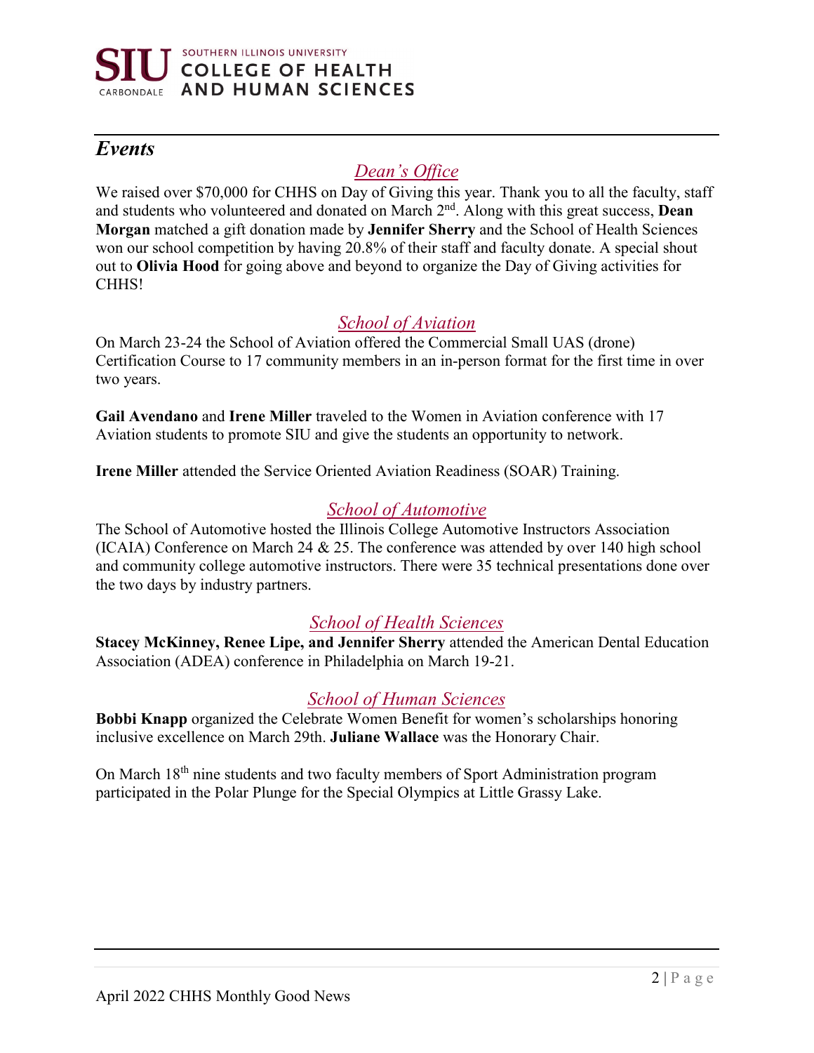## *Events*

### *Dean's Office*

We raised over $70,000 for CHHS on Day of Giving this year. Thank you to all the faculty, staff and students who volunteered and donated on March 2nd. Along with this great success, **Dean Morgan** matched a gift donation made by **Jennifer Sherry** and the School of Health Sciences won our school competition by having 20.8% of their staff and faculty donate. A special shout out to **Olivia Hood** for going above and beyond to organize the Day of Giving activities for CHHS!

### *School of Aviation*

On March 23-24 the School of Aviation offered the Commercial Small UAS (drone) Certification Course to 17 community members in an in-person format for the first time in over two years.

**Gail Avendano** and **Irene Miller** traveled to the Women in Aviation conference with 17 Aviation students to promote SIU and give the students an opportunity to network.

**Irene Miller** attended the Service Oriented Aviation Readiness (SOAR) Training.

### *School of Automotive*

The School of Automotive hosted the Illinois College Automotive Instructors Association (ICAIA) Conference on March 24 & 25. The conference was attended by over 140 high school and community college automotive instructors. There were 35 technical presentations done over the two days by industry partners.

### *School of Health Sciences*

**Stacey McKinney, Renee Lipe, and Jennifer Sherry** attended the American Dental Education Association (ADEA) conference in Philadelphia on March 19-21.

### *School of Human Sciences*

**Bobbi Knapp** organized the Celebrate Women Benefit for women's scholarships honoring inclusive excellence on March 29th. **Juliane Wallace** was the Honorary Chair.

On March 18th nine students and two faculty members of Sport Administration program participated in the Polar Plunge for the Special Olympics at Little Grassy Lake.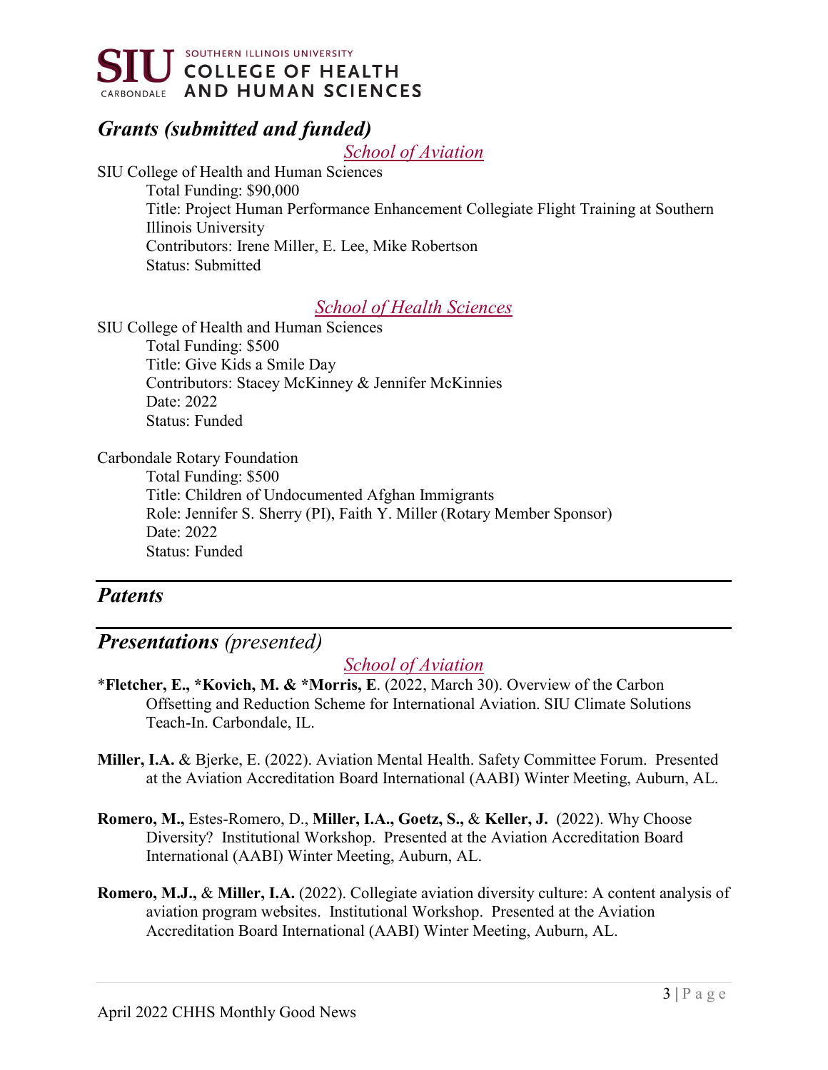## *Grants (submitted and funded)*

*School of Aviation*

SIU College of Health and Human Sciences

Total Funding: $90,000
Title: Project Human Performance Enhancement Collegiate Flight Training at Southern Illinois University
Contributors: Irene Miller, E. Lee, Mike Robertson
Status: Submitted

*School of Health Sciences*

SIU College of Health and Human Sciences

Total Funding: $500
Title: Give Kids a Smile Day
Contributors: Stacey McKinney & Jennifer McKinnies
Date: 2022
Status: Funded

Carbondale Rotary Foundation

Total Funding: $500
Title: Children of Undocumented Afghan Immigrants
Role: Jennifer S. Sherry (PI), Faith Y. Miller (Rotary Member Sponsor)
Date: 2022
Status: Funded

## *Patents*

## ***Presentations*** *(presented)*

*School of Aviation*

*__Fletcher, E., *Kovich, M. & *Morris, E__. (2022, March 30). Overview of the Carbon Offsetting and Reduction Scheme for International Aviation. SIU Climate Solutions Teach-In. Carbondale, IL.

**Miller, I.A.** & Bjerke, E. (2022). Aviation Mental Health. Safety Committee Forum. Presented at the Aviation Accreditation Board International (AABI) Winter Meeting, Auburn, AL.

**Romero, M.,** Estes-Romero, D., **Miller, I.A., Goetz, S.,** & **Keller, J.** (2022). Why Choose Diversity? Institutional Workshop. Presented at the Aviation Accreditation Board International (AABI) Winter Meeting, Auburn, AL.

**Romero, M.J.,** & **Miller, I.A.** (2022). Collegiate aviation diversity culture: A content analysis of aviation program websites. Institutional Workshop. Presented at the Aviation Accreditation Board International (AABI) Winter Meeting, Auburn, AL.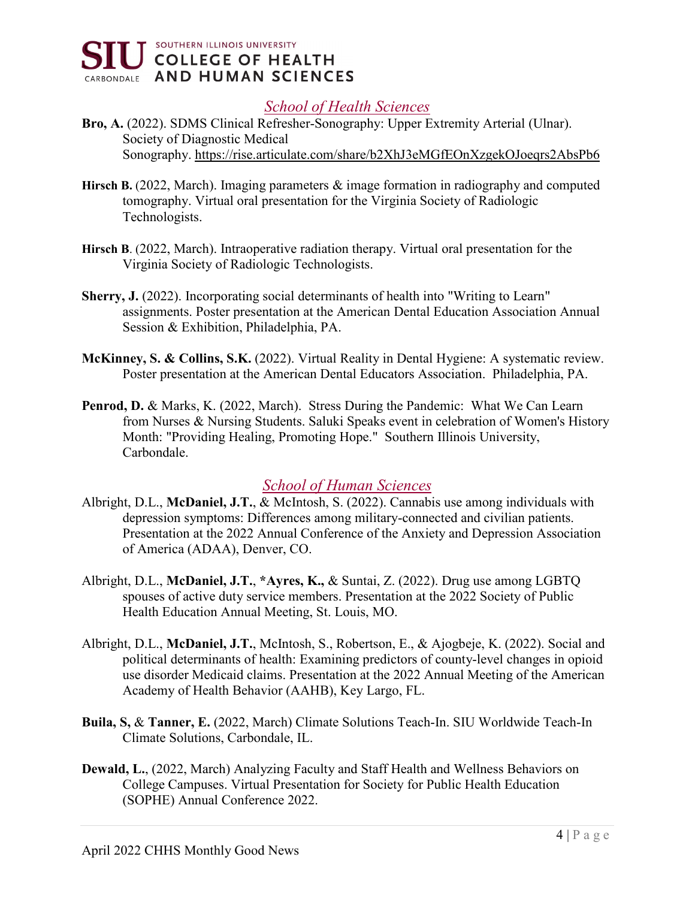## *School of Health Sciences*

**Bro, A.** (2022). SDMS Clinical Refresher-Sonography: Upper Extremity Arterial (Ulnar). Society of Diagnostic Medical Sonography. https://rise.articulate.com/share/b2XhJ3eMGfEOnXzgekOJoeqrs2AbsPb6

**Hirsch B.** (2022, March). Imaging parameters & image formation in radiography and computed tomography. Virtual oral presentation for the Virginia Society of Radiologic Technologists.

**Hirsch B**. (2022, March). Intraoperative radiation therapy. Virtual oral presentation for the Virginia Society of Radiologic Technologists.

**Sherry, J.** (2022). Incorporating social determinants of health into "Writing to Learn" assignments. Poster presentation at the American Dental Education Association Annual Session & Exhibition, Philadelphia, PA.

**McKinney, S. & Collins, S.K.** (2022). Virtual Reality in Dental Hygiene: A systematic review. Poster presentation at the American Dental Educators Association. Philadelphia, PA.

**Penrod, D.** & Marks, K. (2022, March). Stress During the Pandemic: What We Can Learn from Nurses & Nursing Students. Saluki Speaks event in celebration of Women's History Month: "Providing Healing, Promoting Hope." Southern Illinois University, Carbondale.

## *School of Human Sciences*

Albright, D.L., **McDaniel, J.T.**, & McIntosh, S. (2022). Cannabis use among individuals with depression symptoms: Differences among military-connected and civilian patients. Presentation at the 2022 Annual Conference of the Anxiety and Depression Association of America (ADAA), Denver, CO.

Albright, D.L., **McDaniel, J.T.**, ***Ayres, K.,** & Suntai, Z. (2022). Drug use among LGBTQ spouses of active duty service members. Presentation at the 2022 Society of Public Health Education Annual Meeting, St. Louis, MO.

Albright, D.L., **McDaniel, J.T.**, McIntosh, S., Robertson, E., & Ajogbeje, K. (2022). Social and political determinants of health: Examining predictors of county-level changes in opioid use disorder Medicaid claims. Presentation at the 2022 Annual Meeting of the American Academy of Health Behavior (AAHB), Key Largo, FL.

**Buila, S,** & **Tanner, E.** (2022, March) Climate Solutions Teach-In. SIU Worldwide Teach-In Climate Solutions, Carbondale, IL.

**Dewald, L.**, (2022, March) Analyzing Faculty and Staff Health and Wellness Behaviors on College Campuses. Virtual Presentation for Society for Public Health Education (SOPHE) Annual Conference 2022.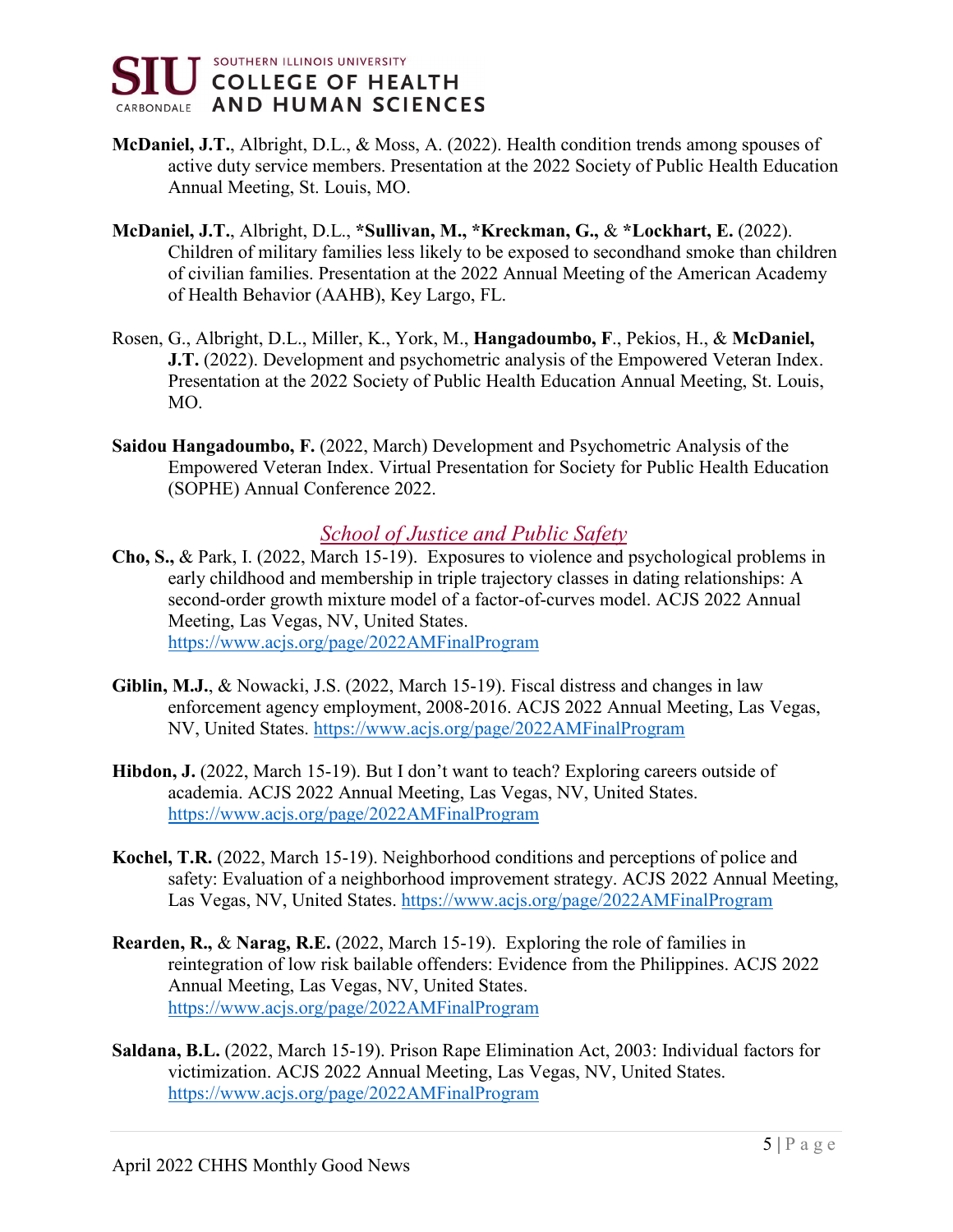**McDaniel, J.T.**, Albright, D.L., & Moss, A. (2022). Health condition trends among spouses of active duty service members. Presentation at the 2022 Society of Public Health Education Annual Meeting, St. Louis, MO.

**McDaniel, J.T.**, Albright, D.L., ***Sullivan, M., *Kreckman, G.,** & ***Lockhart, E.** (2022). Children of military families less likely to be exposed to secondhand smoke than children of civilian families. Presentation at the 2022 Annual Meeting of the American Academy of Health Behavior (AAHB), Key Largo, FL.

Rosen, G., Albright, D.L., Miller, K., York, M., **Hangadoumbo, F**., Pekios, H., & **McDaniel, J.T.** (2022). Development and psychometric analysis of the Empowered Veteran Index. Presentation at the 2022 Society of Public Health Education Annual Meeting, St. Louis, MO.

**Saidou Hangadoumbo, F.** (2022, March) Development and Psychometric Analysis of the Empowered Veteran Index. Virtual Presentation for Society for Public Health Education (SOPHE) Annual Conference 2022.

## *School of Justice and Public Safety*

**Cho, S.,** & Park, I. (2022, March 15-19). Exposures to violence and psychological problems in early childhood and membership in triple trajectory classes in dating relationships: A second-order growth mixture model of a factor-of-curves model. ACJS 2022 Annual Meeting, Las Vegas, NV, United States. https://www.acjs.org/page/2022AMFinalProgram

**Giblin, M.J.**, & Nowacki, J.S. (2022, March 15-19). Fiscal distress and changes in law enforcement agency employment, 2008-2016. ACJS 2022 Annual Meeting, Las Vegas, NV, United States. https://www.acjs.org/page/2022AMFinalProgram

**Hibdon, J.** (2022, March 15-19). But I don't want to teach? Exploring careers outside of academia. ACJS 2022 Annual Meeting, Las Vegas, NV, United States. https://www.acjs.org/page/2022AMFinalProgram

**Kochel, T.R.** (2022, March 15-19). Neighborhood conditions and perceptions of police and safety: Evaluation of a neighborhood improvement strategy. ACJS 2022 Annual Meeting, Las Vegas, NV, United States. https://www.acjs.org/page/2022AMFinalProgram

**Rearden, R.,** & **Narag, R.E.** (2022, March 15-19). Exploring the role of families in reintegration of low risk bailable offenders: Evidence from the Philippines. ACJS 2022 Annual Meeting, Las Vegas, NV, United States. https://www.acjs.org/page/2022AMFinalProgram

**Saldana, B.L.** (2022, March 15-19). Prison Rape Elimination Act, 2003: Individual factors for victimization. ACJS 2022 Annual Meeting, Las Vegas, NV, United States. https://www.acjs.org/page/2022AMFinalProgram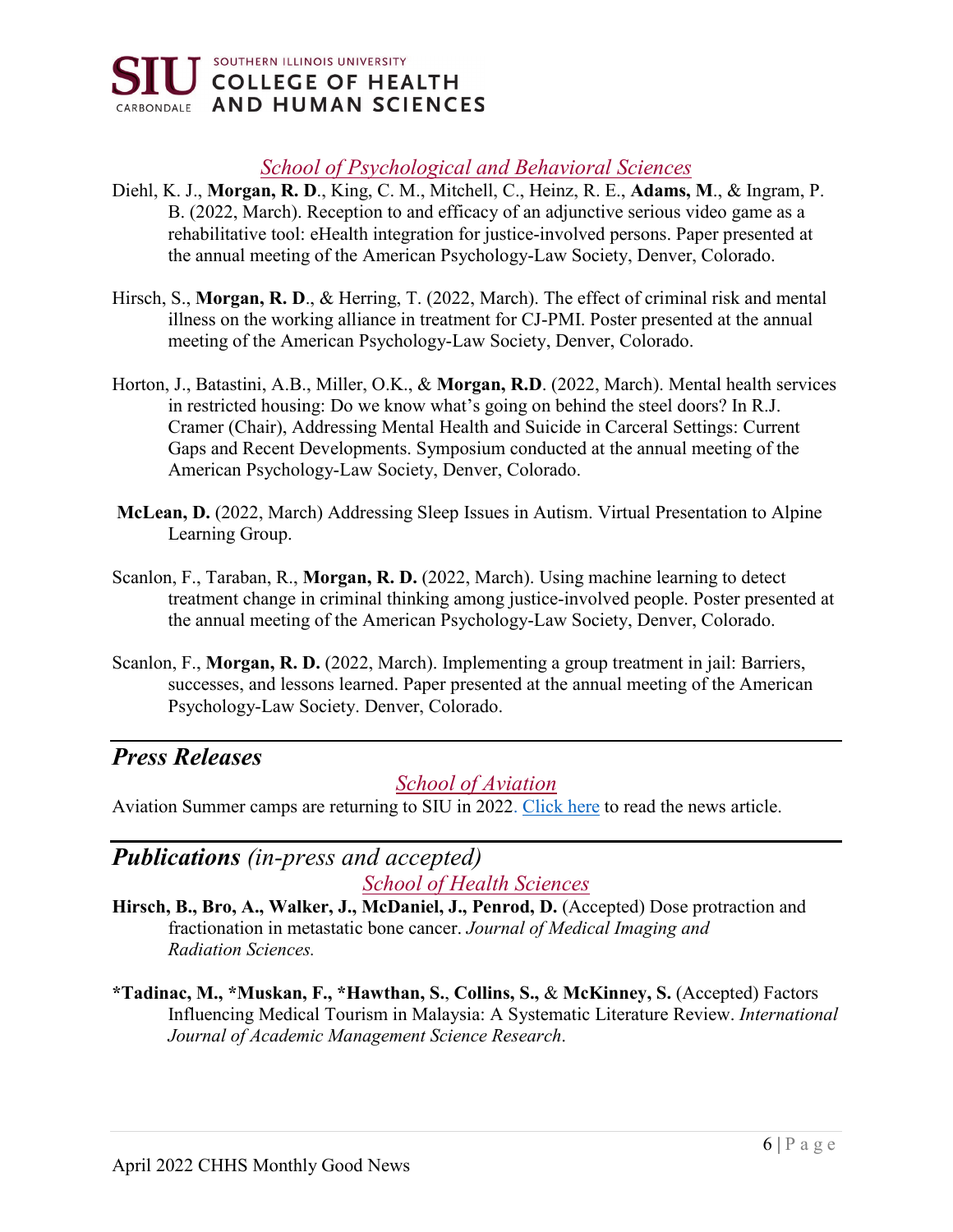### *School of Psychological and Behavioral Sciences*

Diehl, K. J., **Morgan, R. D**., King, C. M., Mitchell, C., Heinz, R. E., **Adams, M**., & Ingram, P. B. (2022, March). Reception to and efficacy of an adjunctive serious video game as a rehabilitative tool: eHealth integration for justice-involved persons. Paper presented at the annual meeting of the American Psychology-Law Society, Denver, Colorado.

Hirsch, S., **Morgan, R. D**., & Herring, T. (2022, March). The effect of criminal risk and mental illness on the working alliance in treatment for CJ-PMI. Poster presented at the annual meeting of the American Psychology-Law Society, Denver, Colorado.

Horton, J., Batastini, A.B., Miller, O.K., & **Morgan, R.D**. (2022, March). Mental health services in restricted housing: Do we know what's going on behind the steel doors? In R.J. Cramer (Chair), Addressing Mental Health and Suicide in Carceral Settings: Current Gaps and Recent Developments. Symposium conducted at the annual meeting of the American Psychology-Law Society, Denver, Colorado.

**McLean, D.** (2022, March) Addressing Sleep Issues in Autism. Virtual Presentation to Alpine Learning Group.

Scanlon, F., Taraban, R., **Morgan, R. D.** (2022, March). Using machine learning to detect treatment change in criminal thinking among justice-involved people. Poster presented at the annual meeting of the American Psychology-Law Society, Denver, Colorado.

Scanlon, F., **Morgan, R. D.** (2022, March). Implementing a group treatment in jail: Barriers, successes, and lessons learned. Paper presented at the annual meeting of the American Psychology-Law Society. Denver, Colorado.

## *Press Releases*

### *School of Aviation*

Aviation Summer camps are returning to SIU in 2022. Click here to read the news article.

## *Publications (in-press and accepted)*

### *School of Health Sciences*

**Hirsch, B., Bro, A., Walker, J., McDaniel, J., Penrod, D.** (Accepted) Dose protraction and fractionation in metastatic bone cancer. *Journal of Medical Imaging and Radiation Sciences.*

**\*Tadinac, M., \*Muskan, F., \*Hawthan, S.**, **Collins, S.**, & **McKinney, S.** (Accepted) Factors Influencing Medical Tourism in Malaysia: A Systematic Literature Review. *International Journal of Academic Management Science Research*.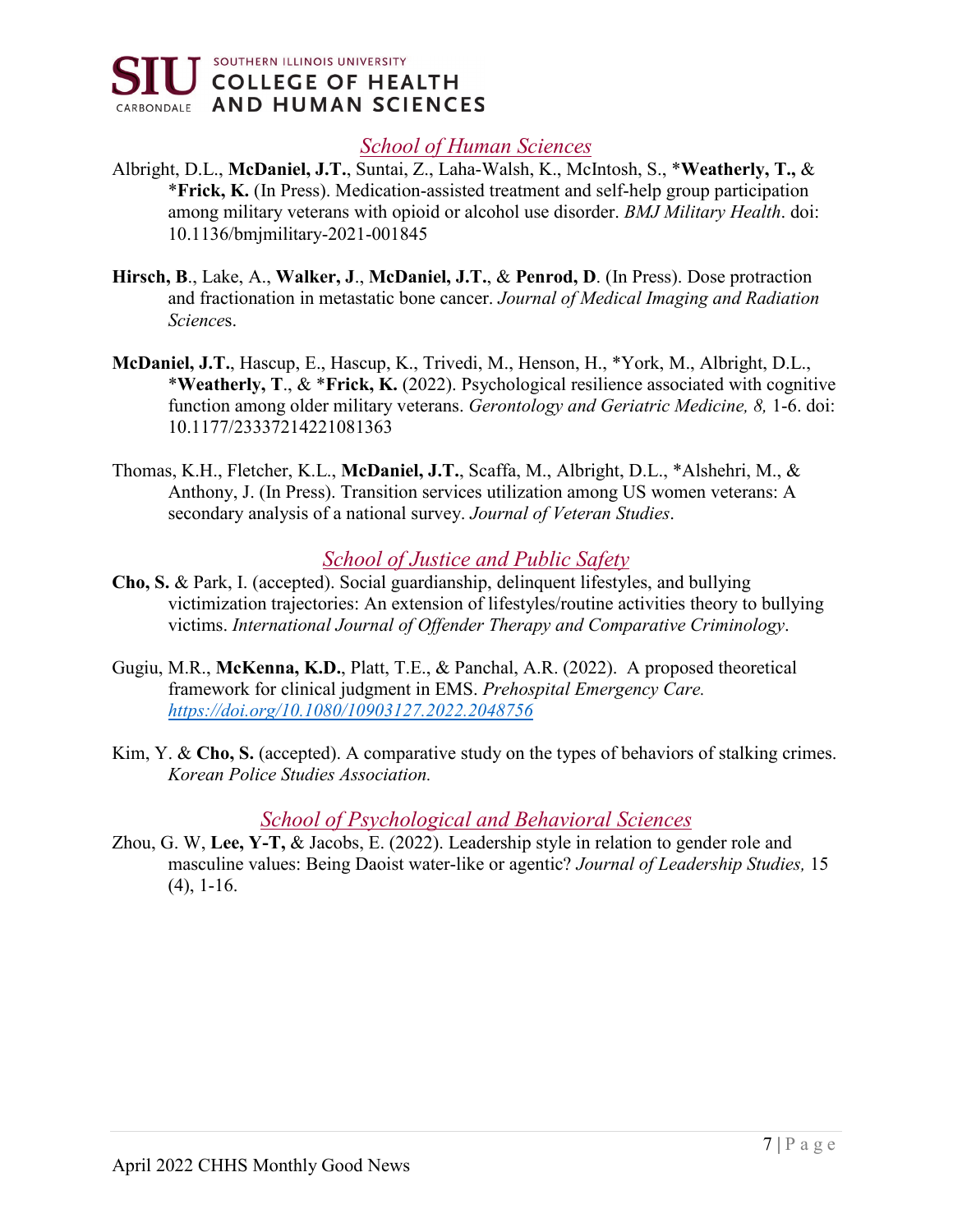## *School of Human Sciences*

Albright, D.L., **McDaniel, J.T.**, Suntai, Z., Laha-Walsh, K., McIntosh, S., ***Weatherly, T.,** & ***Frick, K.** (In Press). Medication-assisted treatment and self-help group participation among military veterans with opioid or alcohol use disorder. *BMJ Military Health*. doi: 10.1136/bmjmilitary-2021-001845

**Hirsch, B**., Lake, A., **Walker, J**., **McDaniel, J.T.**, & **Penrod, D**. (In Press). Dose protraction and fractionation in metastatic bone cancer. *Journal of Medical Imaging and Radiation Sciences*.

**McDaniel, J.T.**, Hascup, E., Hascup, K., Trivedi, M., Henson, H., *York, M., Albright, D.L., ***Weatherly, T**., & ***Frick, K.** (2022). Psychological resilience associated with cognitive function among older military veterans. *Gerontology and Geriatric Medicine, 8,* 1-6. doi: 10.1177/23337214221081363

Thomas, K.H., Fletcher, K.L., **McDaniel, J.T.**, Scaffa, M., Albright, D.L., *Alshehri, M., & Anthony, J. (In Press). Transition services utilization among US women veterans: A secondary analysis of a national survey. *Journal of Veteran Studies*.

## *School of Justice and Public Safety*

**Cho, S.** & Park, I. (accepted). Social guardianship, delinquent lifestyles, and bullying victimization trajectories: An extension of lifestyles/routine activities theory to bullying victims. *International Journal of Offender Therapy and Comparative Criminology*.

Gugiu, M.R., **McKenna, K.D.**, Platt, T.E., & Panchal, A.R. (2022). A proposed theoretical framework for clinical judgment in EMS. *Prehospital Emergency Care.* *https://doi.org/10.1080/10903127.2022.2048756*

Kim, Y. & **Cho, S.** (accepted). A comparative study on the types of behaviors of stalking crimes. *Korean Police Studies Association.*

## *School of Psychological and Behavioral Sciences*

Zhou, G. W, **Lee, Y-T,** & Jacobs, E. (2022). Leadership style in relation to gender role and masculine values: Being Daoist water-like or agentic? *Journal of Leadership Studies,* 15 (4), 1-16.